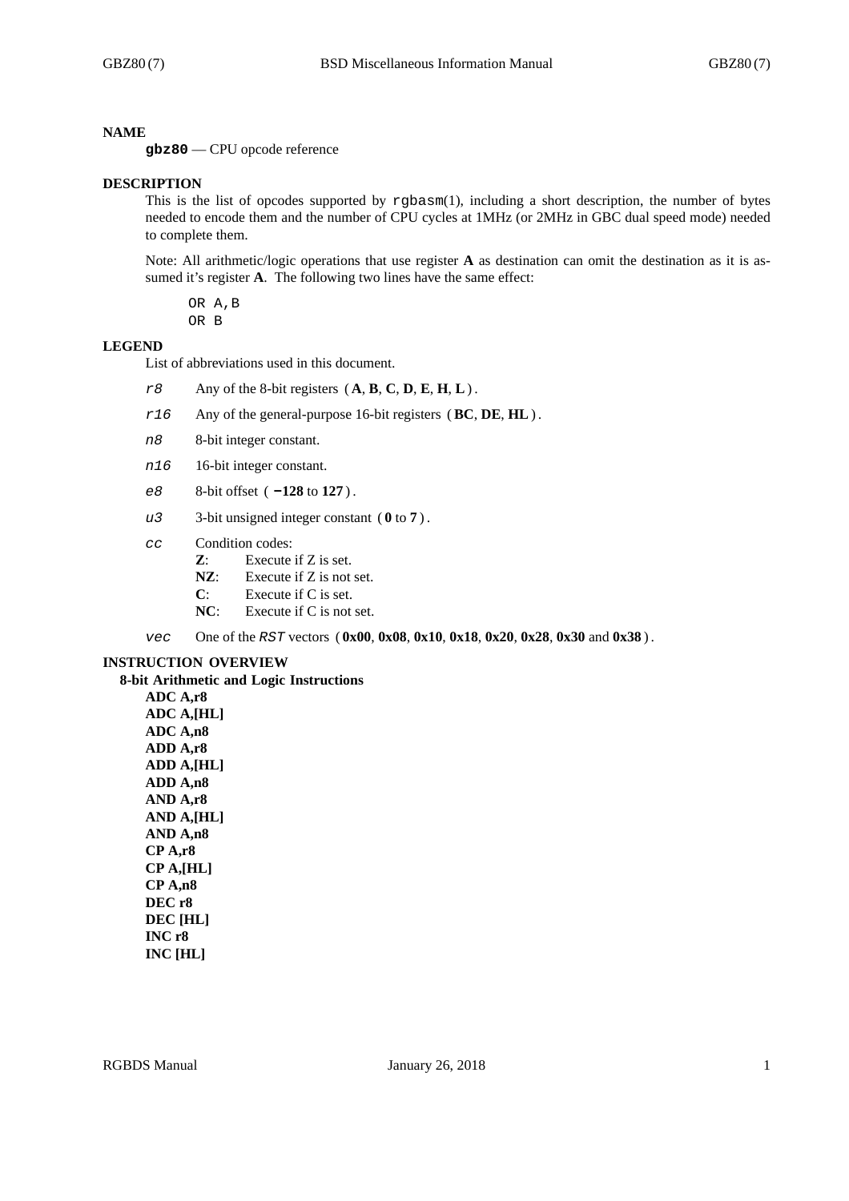## NAME

**gbz80** — CPU opcode reference

## DESCRIPTION

This is the list of opcodes supported by `rgbasm(1)`, including a short description, the number of bytes needed to encode them and the number of CPU cycles at 1MHz (or 2MHz in GBC dual speed mode) needed to complete them.

Note: All arithmetic/logic operations that use register **A** as destination can omit the destination as it is assumed it's register **A**. The following two lines have the same effect:

```
OR A,B
OR B
```

## LEGEND

List of abbreviations used in this document.

*r8* Any of the 8-bit registers ( **A**, **B**, **C**, **D**, **E**, **H**, **L** ).

*r16* Any of the general-purpose 16-bit registers ( **BC**, **DE**, **HL** ).

*n8* 8-bit integer constant.

*n16* 16-bit integer constant.

*e8* 8-bit offset ( **−128** to **127** ).

*u3* 3-bit unsigned integer constant ( **0** to **7** ).

*cc* Condition codes:
- **Z**: Execute if Z is set.
- **NZ**: Execute if Z is not set.
- **C**: Execute if C is set.
- **NC**: Execute if C is not set.

*vec* One of the *RST* vectors ( **0x00**, **0x08**, **0x10**, **0x18**, **0x20**, **0x28**, **0x30** and **0x38** ).

## INSTRUCTION OVERVIEW

### 8-bit Arithmetic and Logic Instructions

**ADC A,r8**
**ADC A,[HL]**
**ADC A,n8**
**ADD A,r8**
**ADD A,[HL]**
**ADD A,n8**
**AND A,r8**
**AND A,[HL]**
**AND A,n8**
**CP A,r8**
**CP A,[HL]**
**CP A,n8**
**DEC r8**
**DEC [HL]**
**INC r8**
**INC [HL]**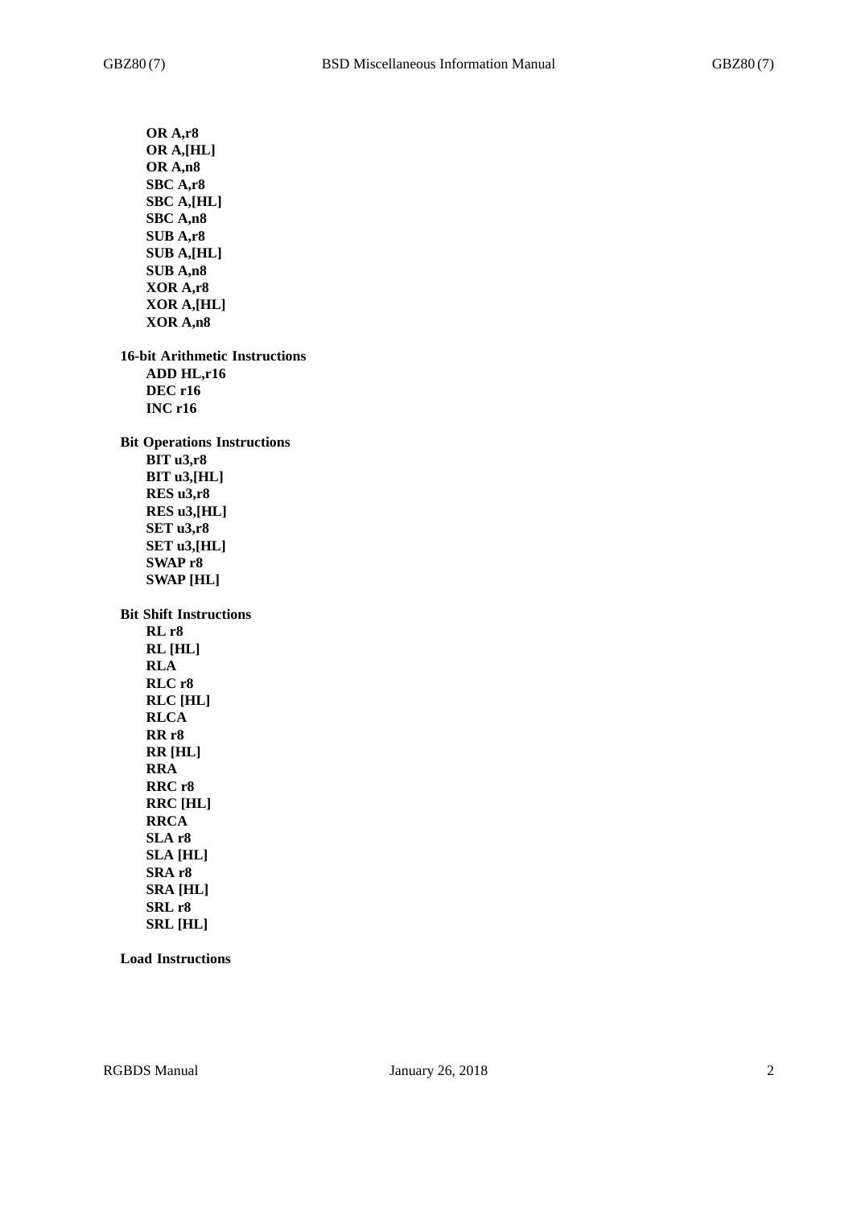**OR A,r8**
**OR A,[HL]**
**OR A,n8**
**SBC A,r8**
**SBC A,[HL]**
**SBC A,n8**
**SUB A,r8**
**SUB A,[HL]**
**SUB A,n8**
**XOR A,r8**
**XOR A,[HL]**
**XOR A,n8**

### 16-bit Arithmetic Instructions

**ADD HL,r16**
**DEC r16**
**INC r16**

### Bit Operations Instructions

**BIT u3,r8**
**BIT u3,[HL]**
**RES u3,r8**
**RES u3,[HL]**
**SET u3,r8**
**SET u3,[HL]**
**SWAP r8**
**SWAP [HL]**

### Bit Shift Instructions

**RL r8**
**RL [HL]**
**RLA**
**RLC r8**
**RLC [HL]**
**RLCA**
**RR r8**
**RR [HL]**
**RRA**
**RRC r8**
**RRC [HL]**
**RRCA**
**SLA r8**
**SLA [HL]**
**SRA r8**
**SRA [HL]**
**SRL r8**
**SRL [HL]**

### Load Instructions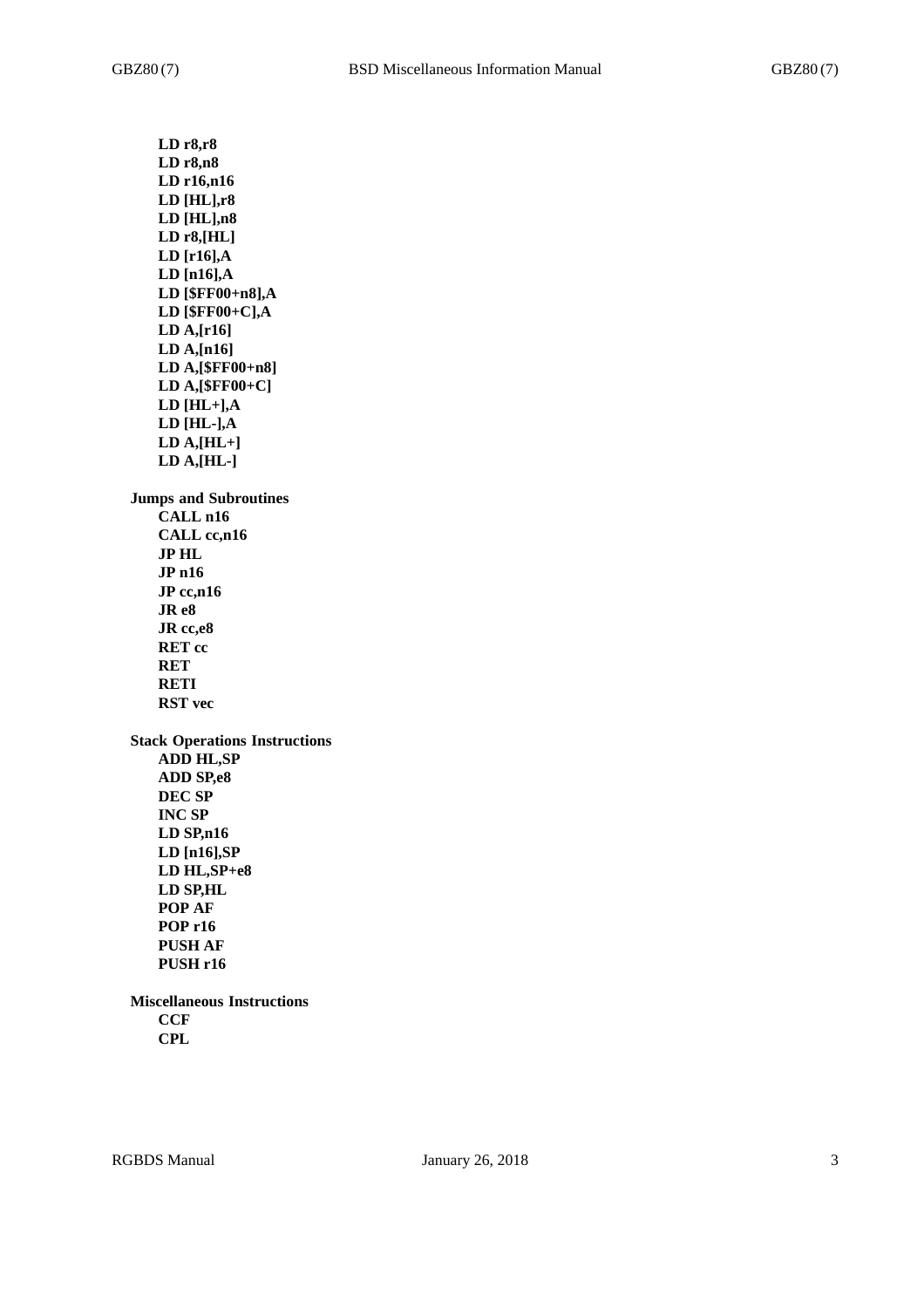**LD r8,r8**
**LD r8,n8**
**LD r16,n16**
**LD [HL],r8**
**LD [HL],n8**
**LD r8,[HL]**
**LD [r16],A**
**LD [n16],A**
**LD [$FF00+n8],A**
**LD [$FF00+C],A**
**LD A,[r16]**
**LD A,[n16]**
**LD A,[$FF00+n8]**
**LD A,[$FF00+C]**
**LD [HL+],A**
**LD [HL-],A**
**LD A,[HL+]**
**LD A,[HL-]**

**Jumps and Subroutines**

**CALL n16**
**CALL cc,n16**
**JP HL**
**JP n16**
**JP cc,n16**
**JR e8**
**JR cc,e8**
**RET cc**
**RET**
**RETI**
**RST vec**

**Stack Operations Instructions**

**ADD HL,SP**
**ADD SP,e8**
**DEC SP**
**INC SP**
**LD SP,n16**
**LD [n16],SP**
**LD HL,SP+e8**
**LD SP,HL**
**POP AF**
**POP r16**
**PUSH AF**
**PUSH r16**

**Miscellaneous Instructions**

**CCF**
**CPL**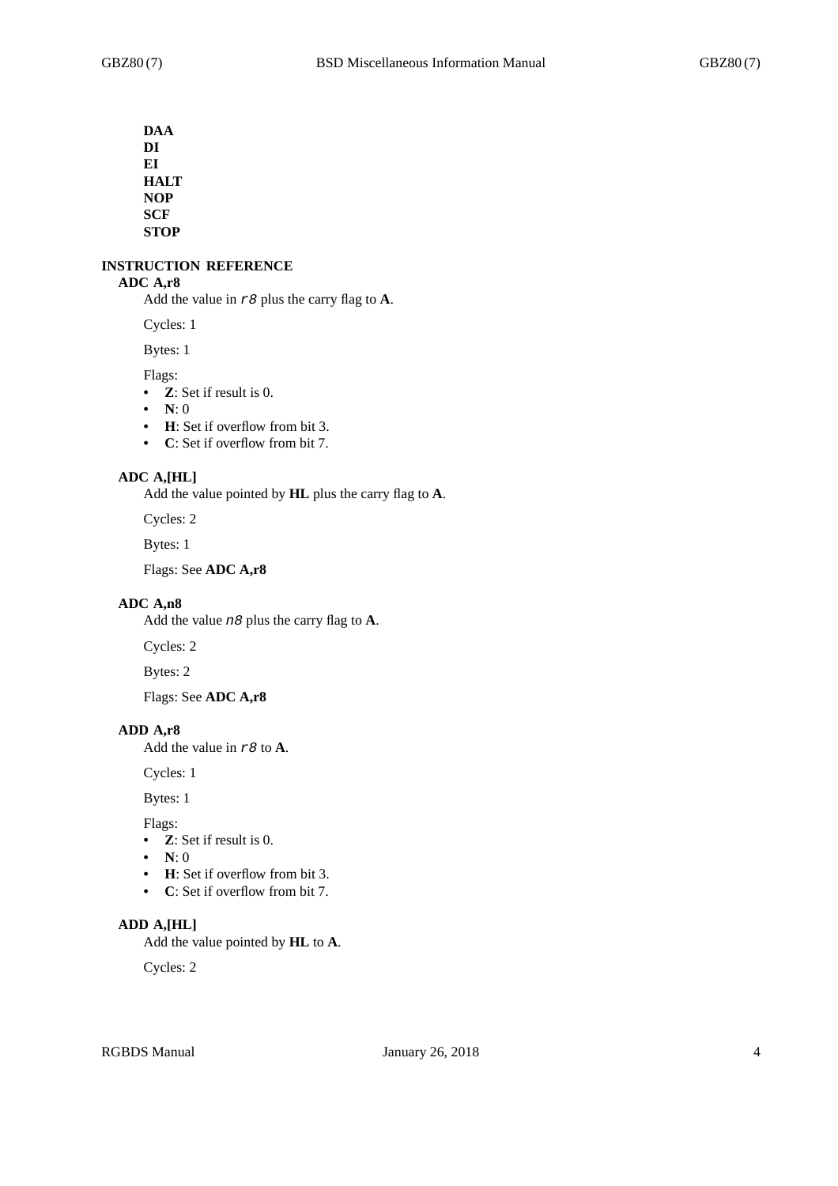**DAA**
**DI**
**EI**
**HALT**
**NOP**
**SCF**
**STOP**

## INSTRUCTION REFERENCE

### ADC A,r8

Add the value in *r8* plus the carry flag to **A**.

Cycles: 1

Bytes: 1

Flags:

- **Z**: Set if result is 0.
- **N**: 0
- **H**: Set if overflow from bit 3.
- **C**: Set if overflow from bit 7.

### ADC A,[HL]

Add the value pointed by **HL** plus the carry flag to **A**.

Cycles: 2

Bytes: 1

Flags: See **ADC A,r8**

### ADC A,n8

Add the value *n8* plus the carry flag to **A**.

Cycles: 2

Bytes: 2

Flags: See **ADC A,r8**

### ADD A,r8

Add the value in *r8* to **A**.

Cycles: 1

Bytes: 1

Flags:

- **Z**: Set if result is 0.
- **N**: 0
- **H**: Set if overflow from bit 3.
- **C**: Set if overflow from bit 7.

### ADD A,[HL]

Add the value pointed by **HL** to **A**.

Cycles: 2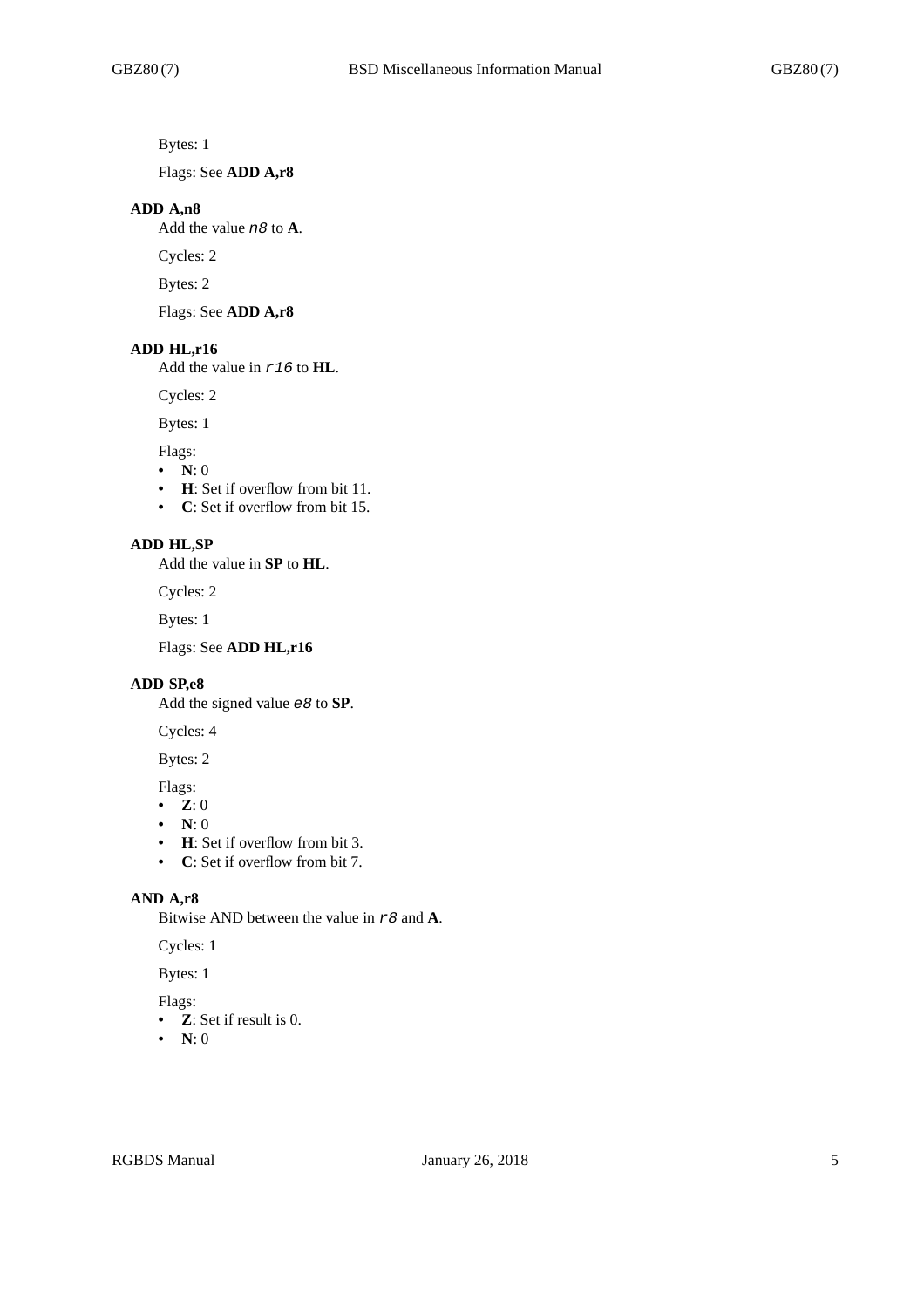Bytes: 1

Flags: See **ADD A,r8**

### ADD A,n8

Add the value *n8* to **A**.

Cycles: 2

Bytes: 2

Flags: See **ADD A,r8**

### ADD HL,r16

Add the value in *r16* to **HL**.

Cycles: 2

Bytes: 1

Flags:

- **N**: 0
- **H**: Set if overflow from bit 11.
- **C**: Set if overflow from bit 15.

### ADD HL,SP

Add the value in **SP** to **HL**.

Cycles: 2

Bytes: 1

Flags: See **ADD HL,r16**

### ADD SP,e8

Add the signed value *e8* to **SP**.

Cycles: 4

Bytes: 2

Flags:

- **Z**: 0
- **N**: 0
- **H**: Set if overflow from bit 3.
- **C**: Set if overflow from bit 7.

### AND A,r8

Bitwise AND between the value in *r8* and **A**.

Cycles: 1

Bytes: 1

Flags:

- **Z**: Set if result is 0.
- **N**: 0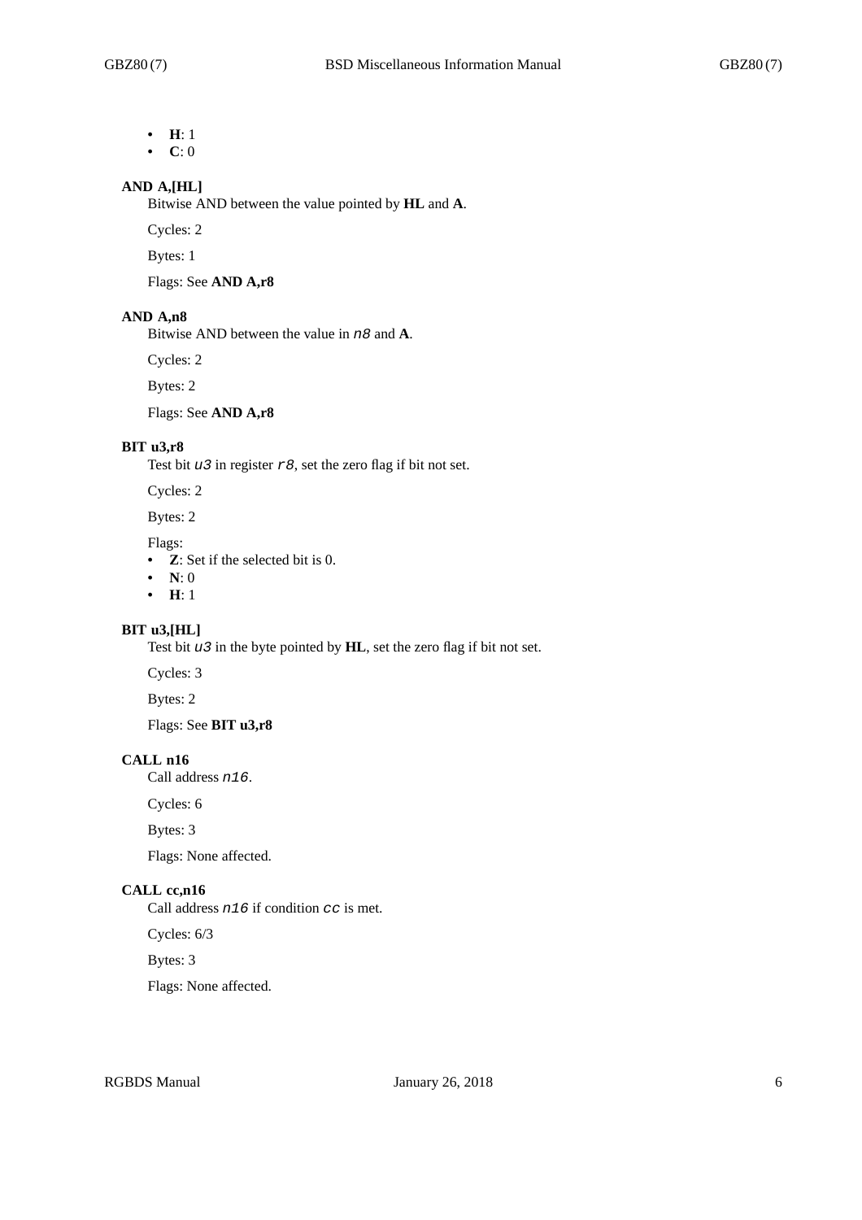- **H**: 1
- **C**: 0

### AND A,[HL]

Bitwise AND between the value pointed by **HL** and **A**.

Cycles: 2

Bytes: 1

Flags: See **AND A,r8**

### AND A,n8

Bitwise AND between the value in *n8* and **A**.

Cycles: 2

Bytes: 2

Flags: See **AND A,r8**

### BIT u3,r8

Test bit *u3* in register *r8*, set the zero flag if bit not set.

Cycles: 2

Bytes: 2

Flags:

- **Z**: Set if the selected bit is 0.
- **N**: 0
- **H**: 1

### BIT u3,[HL]

Test bit *u3* in the byte pointed by **HL**, set the zero flag if bit not set.

Cycles: 3

Bytes: 2

Flags: See **BIT u3,r8**

### CALL n16

Call address *n16*.

Cycles: 6

Bytes: 3

Flags: None affected.

### CALL cc,n16

Call address *n16* if condition *cc* is met.

Cycles: 6/3

Bytes: 3

Flags: None affected.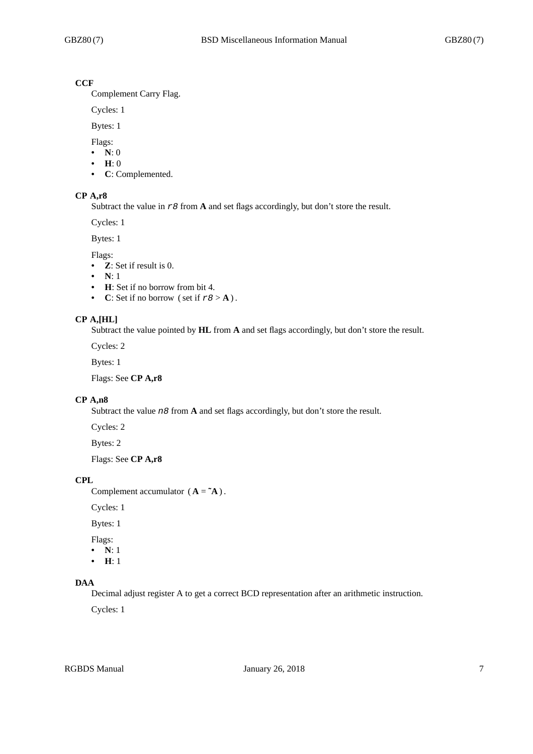**CCF**

Complement Carry Flag.

Cycles: 1

Bytes: 1

Flags:

- **N**: 0
- **H**: 0
- **C**: Complemented.

**CP A,r8**

Subtract the value in *r8* from **A** and set flags accordingly, but don't store the result.

Cycles: 1

Bytes: 1

Flags:

- **Z**: Set if result is 0.
- **N**: 1
- **H**: Set if no borrow from bit 4.
- **C**: Set if no borrow (set if *r8* > **A**).

**CP A,[HL]**

Subtract the value pointed by **HL** from **A** and set flags accordingly, but don't store the result.

Cycles: 2

Bytes: 1

Flags: See **CP A,r8**

**CP A,n8**

Subtract the value *n8* from **A** and set flags accordingly, but don't store the result.

Cycles: 2

Bytes: 2

Flags: See **CP A,r8**

**CPL**

Complement accumulator (**A** = ~**A**).

Cycles: 1

Bytes: 1

Flags:

- **N**: 1
- **H**: 1

**DAA**

Decimal adjust register A to get a correct BCD representation after an arithmetic instruction.

Cycles: 1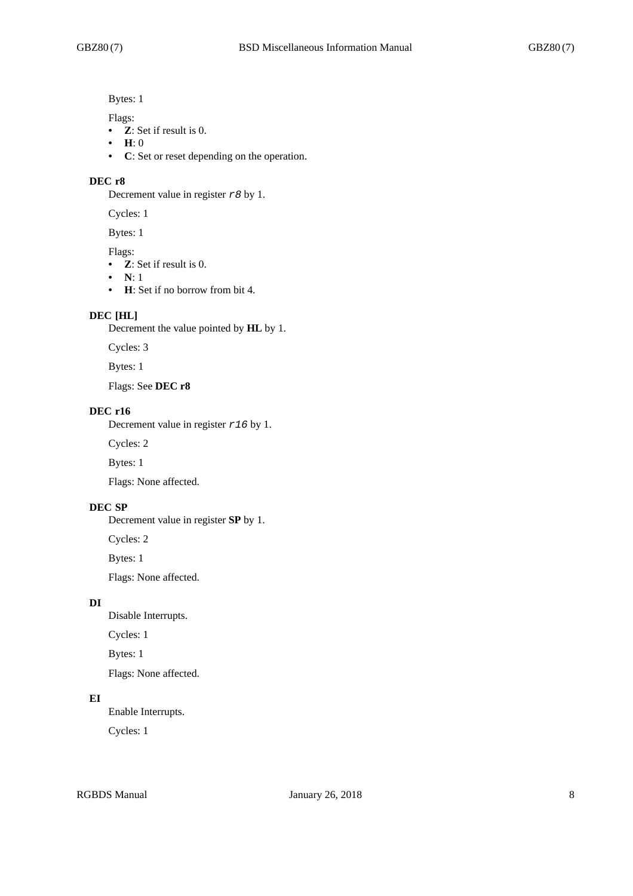Bytes: 1

Flags:

- **Z**: Set if result is 0.
- **H**: 0
- **C**: Set or reset depending on the operation.

### DEC r8

Decrement value in register *r8* by 1.

Cycles: 1

Bytes: 1

Flags:

- **Z**: Set if result is 0.
- **N**: 1
- **H**: Set if no borrow from bit 4.

### DEC [HL]

Decrement the value pointed by **HL** by 1.

Cycles: 3

Bytes: 1

Flags: See **DEC r8**

### DEC r16

Decrement value in register *r16* by 1.

Cycles: 2

Bytes: 1

Flags: None affected.

### DEC SP

Decrement value in register **SP** by 1.

Cycles: 2

Bytes: 1

Flags: None affected.

### DI

Disable Interrupts.

Cycles: 1

Bytes: 1

Flags: None affected.

### EI

Enable Interrupts.

Cycles: 1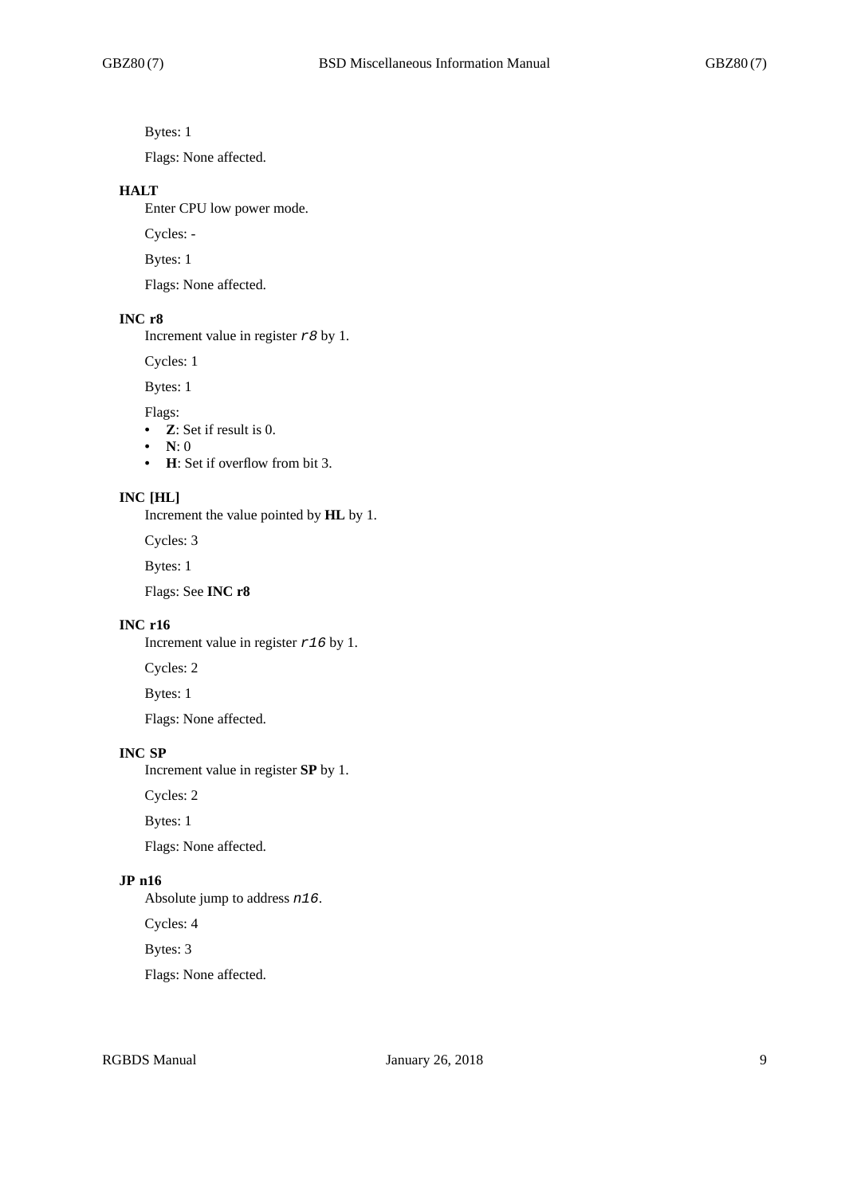Bytes: 1

Flags: None affected.

**HALT**

Enter CPU low power mode.

Cycles: -

Bytes: 1

Flags: None affected.

**INC r8**

Increment value in register *r8* by 1.

Cycles: 1

Bytes: 1

Flags:

- **Z**: Set if result is 0.
- **N**: 0
- **H**: Set if overflow from bit 3.

**INC [HL]**

Increment the value pointed by **HL** by 1.

Cycles: 3

Bytes: 1

Flags: See **INC r8**

**INC r16**

Increment value in register *r16* by 1.

Cycles: 2

Bytes: 1

Flags: None affected.

**INC SP**

Increment value in register **SP** by 1.

Cycles: 2

Bytes: 1

Flags: None affected.

**JP n16**

Absolute jump to address *n16*.

Cycles: 4

Bytes: 3

Flags: None affected.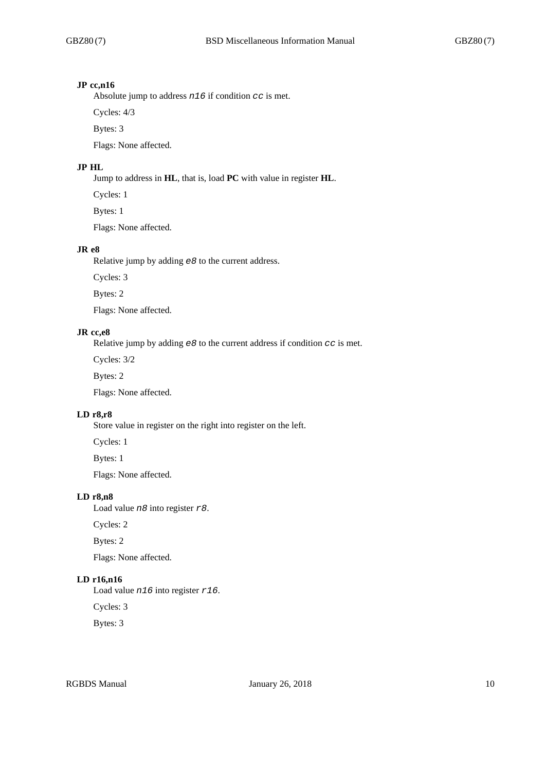**JP cc,n16**

Absolute jump to address *n16* if condition *cc* is met.

Cycles: 4/3

Bytes: 3

Flags: None affected.

**JP HL**

Jump to address in **HL**, that is, load **PC** with value in register **HL**.

Cycles: 1

Bytes: 1

Flags: None affected.

**JR e8**

Relative jump by adding *e8* to the current address.

Cycles: 3

Bytes: 2

Flags: None affected.

**JR cc,e8**

Relative jump by adding *e8* to the current address if condition *cc* is met.

Cycles: 3/2

Bytes: 2

Flags: None affected.

**LD r8,r8**

Store value in register on the right into register on the left.

Cycles: 1

Bytes: 1

Flags: None affected.

**LD r8,n8**

Load value *n8* into register *r8*.

Cycles: 2

Bytes: 2

Flags: None affected.

**LD r16,n16**

Load value *n16* into register *r16*.

Cycles: 3

Bytes: 3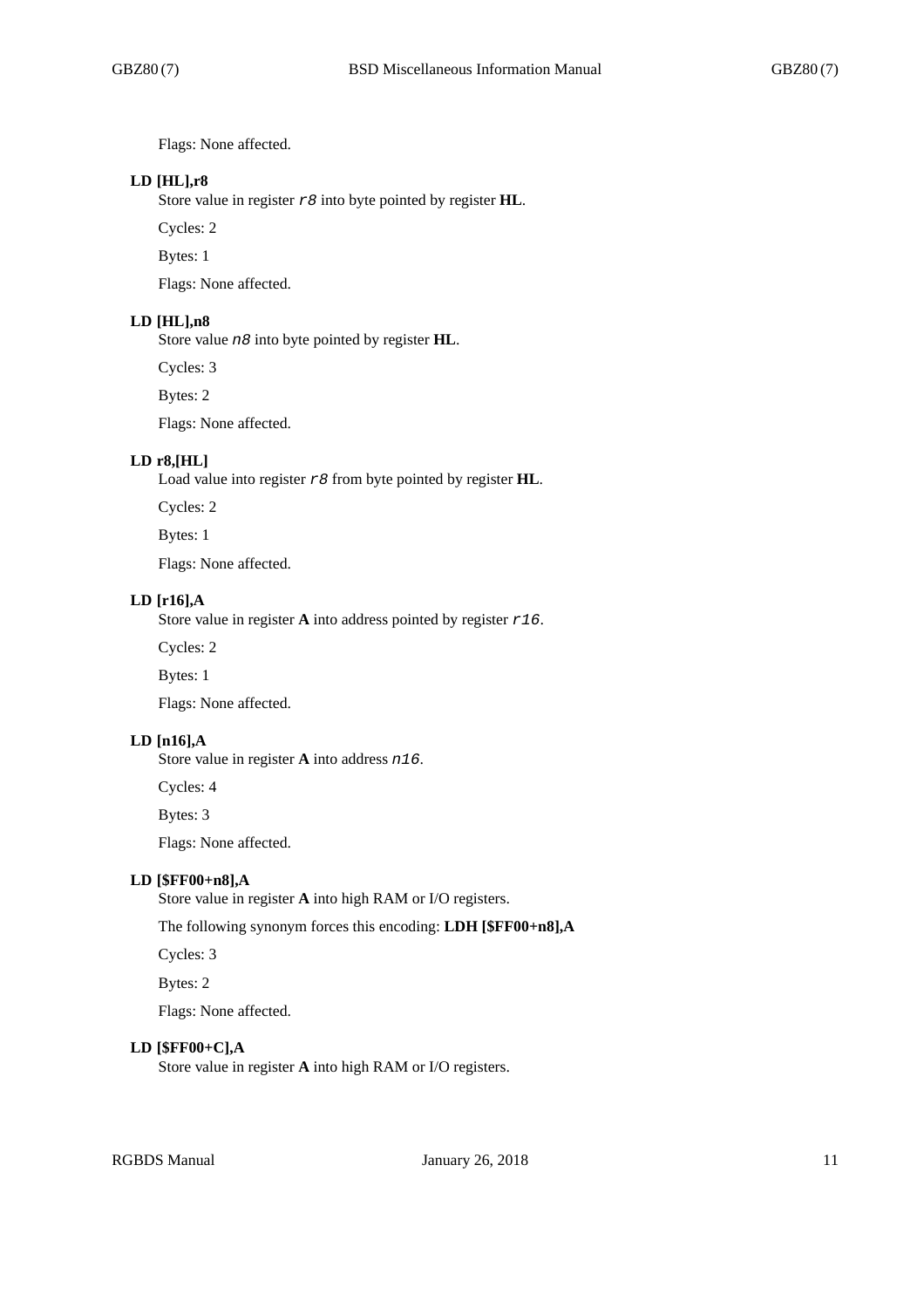Flags: None affected.

**LD [HL],r8**

Store value in register *r8* into byte pointed by register **HL**.

Cycles: 2

Bytes: 1

Flags: None affected.

**LD [HL],n8**

Store value *n8* into byte pointed by register **HL**.

Cycles: 3

Bytes: 2

Flags: None affected.

**LD r8,[HL]**

Load value into register *r8* from byte pointed by register **HL**.

Cycles: 2

Bytes: 1

Flags: None affected.

**LD [r16],A**

Store value in register **A** into address pointed by register *r16*.

Cycles: 2

Bytes: 1

Flags: None affected.

**LD [n16],A**

Store value in register **A** into address *n16*.

Cycles: 4

Bytes: 3

Flags: None affected.

**LD [$FF00+n8],A**

Store value in register **A** into high RAM or I/O registers.

The following synonym forces this encoding: **LDH [$FF00+n8],A**

Cycles: 3

Bytes: 2

Flags: None affected.

**LD [$FF00+C],A**

Store value in register **A** into high RAM or I/O registers.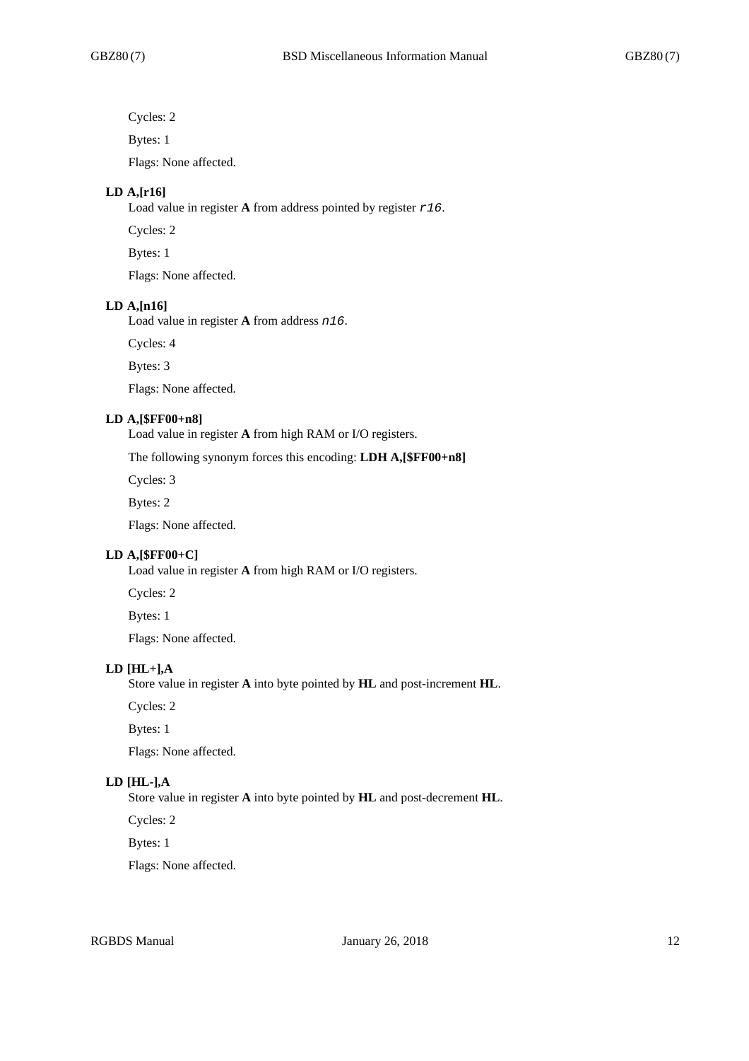Cycles: 2

Bytes: 1

Flags: None affected.

**LD A,[r16]**

Load value in register **A** from address pointed by register *r16*.

Cycles: 2

Bytes: 1

Flags: None affected.

**LD A,[n16]**

Load value in register **A** from address *n16*.

Cycles: 4

Bytes: 3

Flags: None affected.

**LD A,[$FF00+n8]**

Load value in register **A** from high RAM or I/O registers.

The following synonym forces this encoding: **LDH A,[$FF00+n8]**

Cycles: 3

Bytes: 2

Flags: None affected.

**LD A,[$FF00+C]**

Load value in register **A** from high RAM or I/O registers.

Cycles: 2

Bytes: 1

Flags: None affected.

**LD [HL+],A**

Store value in register **A** into byte pointed by **HL** and post-increment **HL**.

Cycles: 2

Bytes: 1

Flags: None affected.

**LD [HL-],A**

Store value in register **A** into byte pointed by **HL** and post-decrement **HL**.

Cycles: 2

Bytes: 1

Flags: None affected.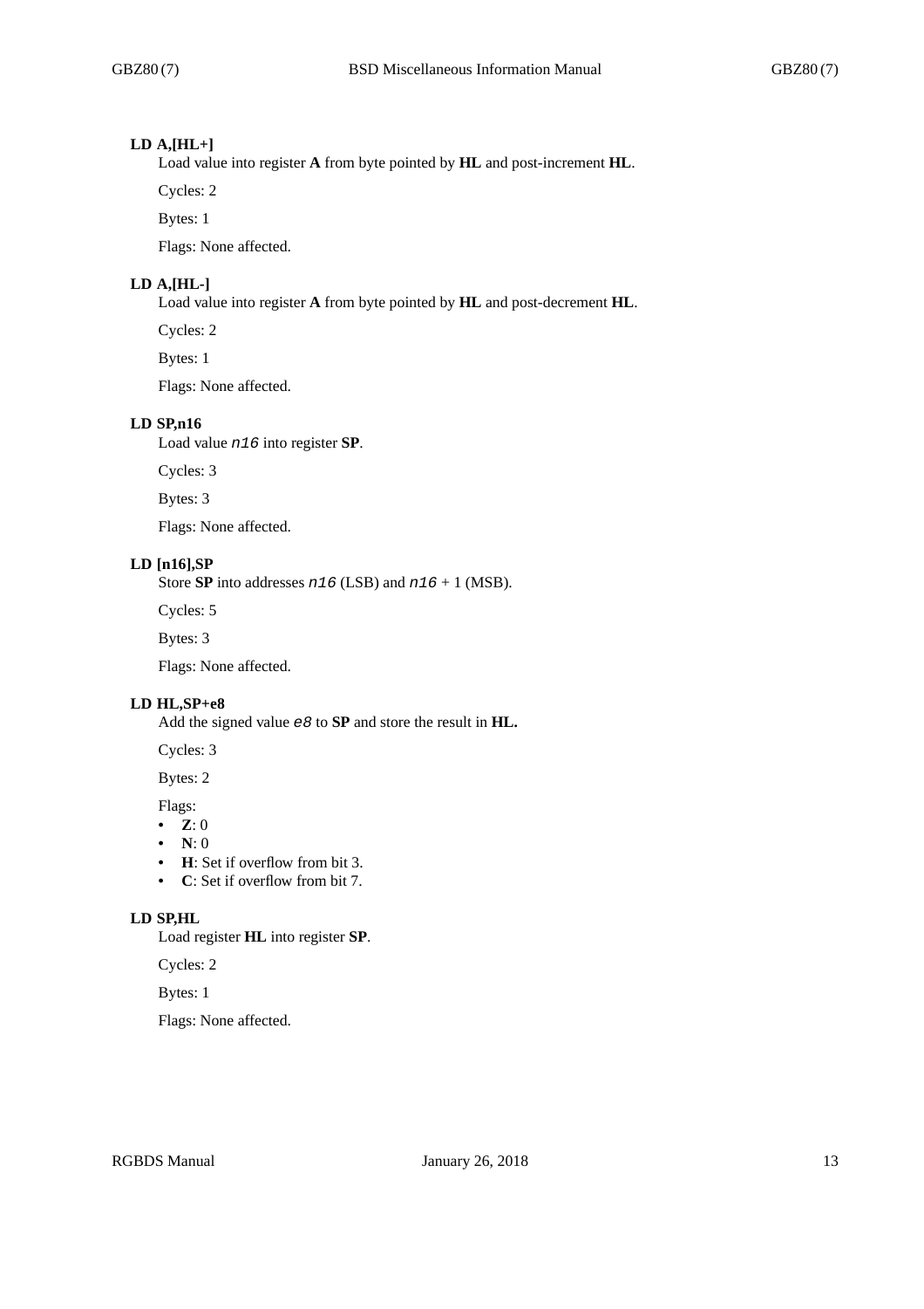**LD A,[HL+]**

Load value into register **A** from byte pointed by **HL** and post-increment **HL**.

Cycles: 2

Bytes: 1

Flags: None affected.

**LD A,[HL-]**

Load value into register **A** from byte pointed by **HL** and post-decrement **HL**.

Cycles: 2

Bytes: 1

Flags: None affected.

**LD SP,n16**

Load value *n16* into register **SP**.

Cycles: 3

Bytes: 3

Flags: None affected.

**LD [n16],SP**

Store **SP** into addresses *n16* (LSB) and *n16* + 1 (MSB).

Cycles: 5

Bytes: 3

Flags: None affected.

**LD HL,SP+e8**

Add the signed value *e8* to **SP** and store the result in **HL.**

Cycles: 3

Bytes: 2

Flags:

- **Z**: 0
- **N**: 0
- **H**: Set if overflow from bit 3.
- **C**: Set if overflow from bit 7.

**LD SP,HL**

Load register **HL** into register **SP**.

Cycles: 2

Bytes: 1

Flags: None affected.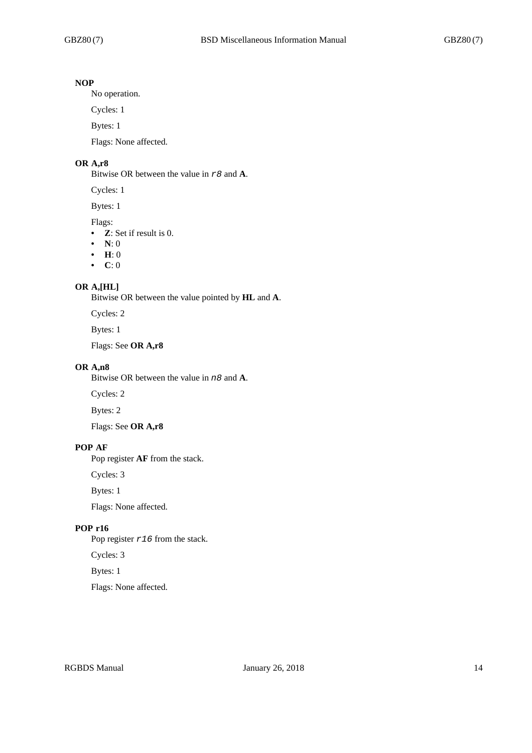**NOP**

No operation.

Cycles: 1

Bytes: 1

Flags: None affected.

**OR A,r8**

Bitwise OR between the value in `r8` and **A**.

Cycles: 1

Bytes: 1

Flags:

- **Z**: Set if result is 0.
- **N**: 0
- **H**: 0
- **C**: 0

**OR A,[HL]**

Bitwise OR between the value pointed by **HL** and **A**.

Cycles: 2

Bytes: 1

Flags: See **OR A,r8**

**OR A,n8**

Bitwise OR between the value in `n8` and **A**.

Cycles: 2

Bytes: 2

Flags: See **OR A,r8**

**POP AF**

Pop register **AF** from the stack.

Cycles: 3

Bytes: 1

Flags: None affected.

**POP r16**

Pop register `r16` from the stack.

Cycles: 3

Bytes: 1

Flags: None affected.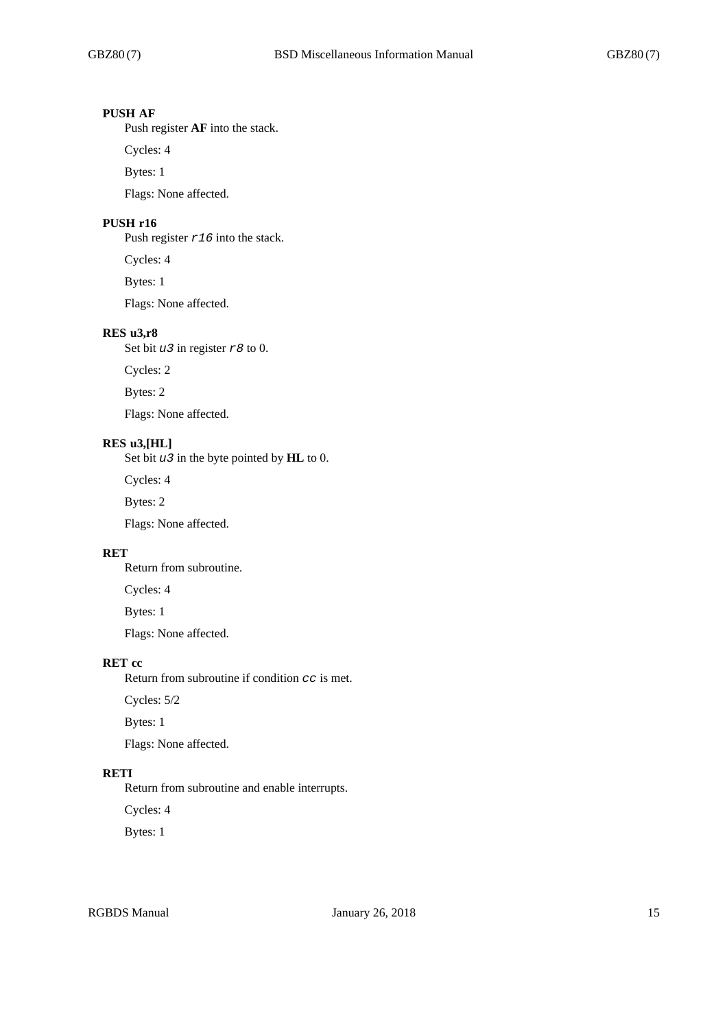**PUSH AF**

Push register **AF** into the stack.

Cycles: 4

Bytes: 1

Flags: None affected.

**PUSH r16**

Push register `r16` into the stack.

Cycles: 4

Bytes: 1

Flags: None affected.

**RES u3,r8**

Set bit `u3` in register `r8` to 0.

Cycles: 2

Bytes: 2

Flags: None affected.

**RES u3,[HL]**

Set bit `u3` in the byte pointed by **HL** to 0.

Cycles: 4

Bytes: 2

Flags: None affected.

**RET**

Return from subroutine.

Cycles: 4

Bytes: 1

Flags: None affected.

**RET cc**

Return from subroutine if condition `cc` is met.

Cycles: 5/2

Bytes: 1

Flags: None affected.

**RETI**

Return from subroutine and enable interrupts.

Cycles: 4

Bytes: 1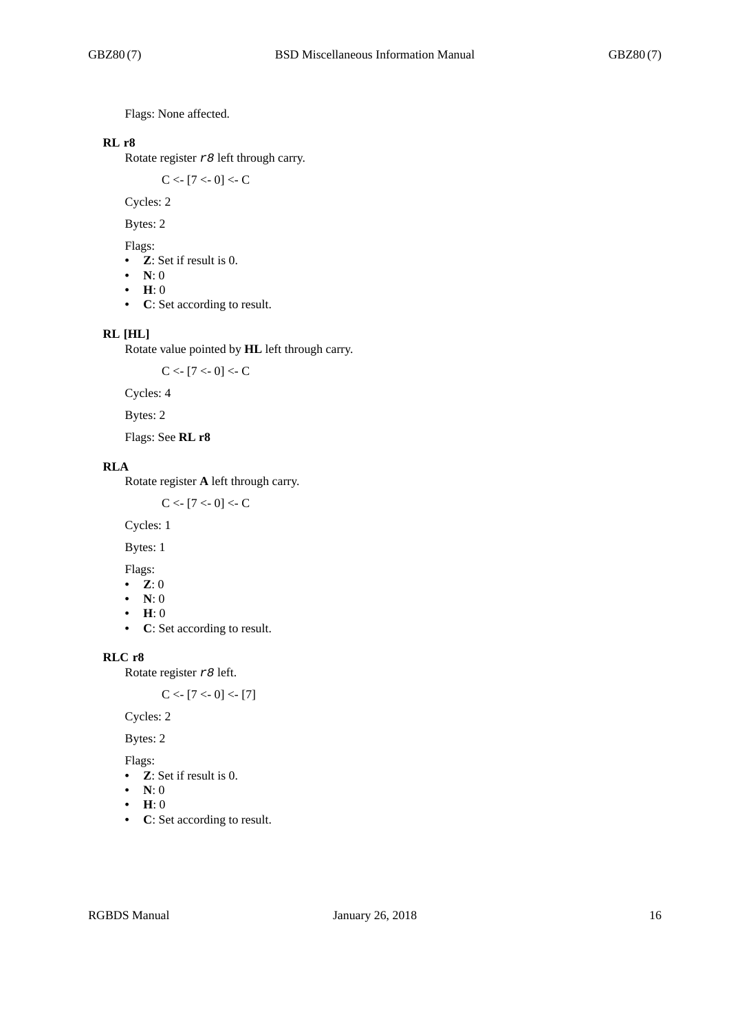Flags: None affected.

### RL r8

Rotate register *r8* left through carry.

C <- [7 <- 0] <- C

Cycles: 2

Bytes: 2

Flags:

- **Z**: Set if result is 0.
- **N**: 0
- **H**: 0
- **C**: Set according to result.

### RL [HL]

Rotate value pointed by **HL** left through carry.

C <- [7 <- 0] <- C

Cycles: 4

Bytes: 2

Flags: See **RL r8**

### RLA

Rotate register **A** left through carry.

C <- [7 <- 0] <- C

Cycles: 1

Bytes: 1

Flags:

- **Z**: 0
- **N**: 0
- **H**: 0
- **C**: Set according to result.

### RLC r8

Rotate register *r8* left.

C <- [7 <- 0] <- [7]

Cycles: 2

Bytes: 2

Flags:

- **Z**: Set if result is 0.
- **N**: 0
- **H**: 0
- **C**: Set according to result.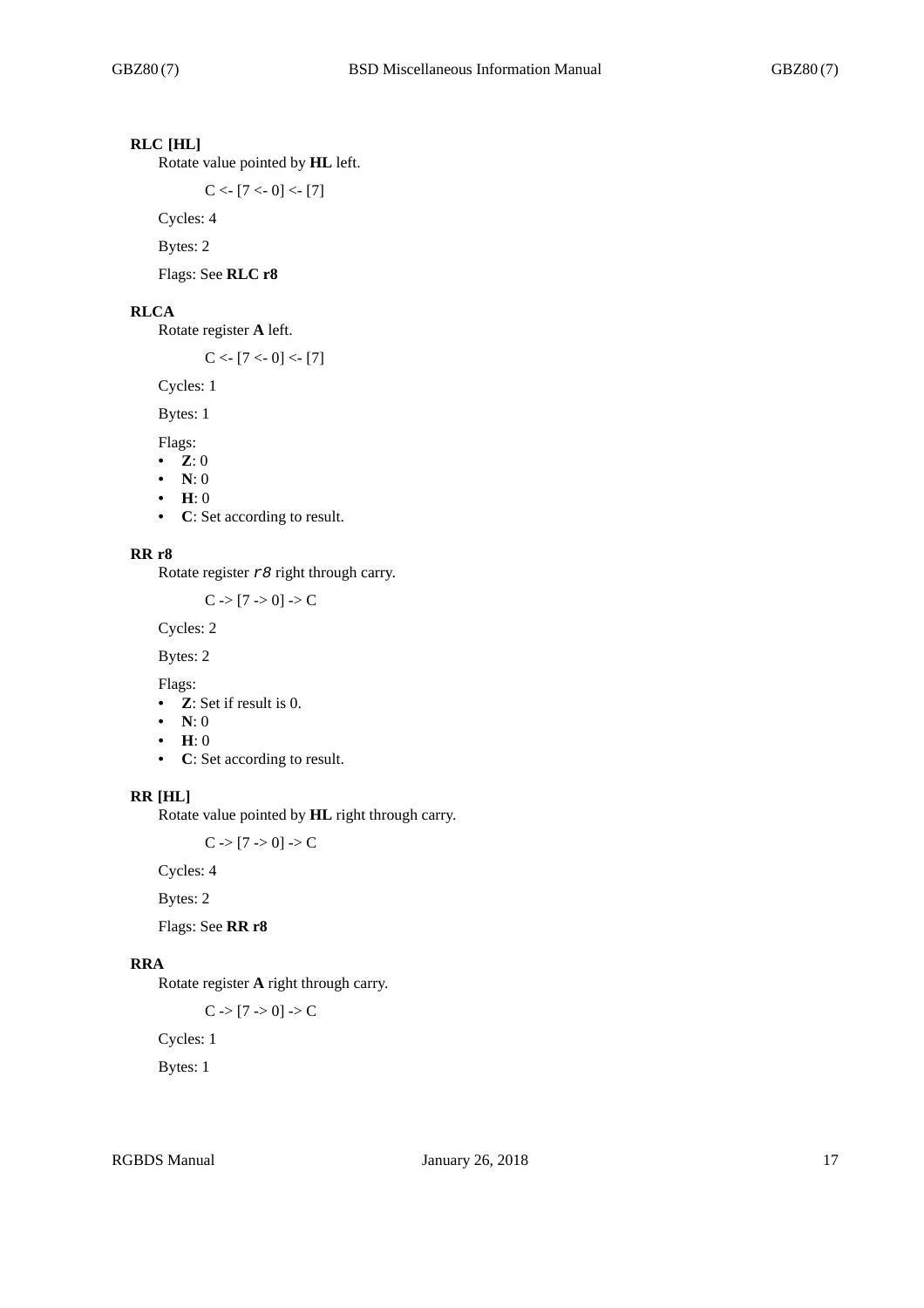### RLC [HL]

Rotate value pointed by **HL** left.

C <- [7 <- 0] <- [7]

Cycles: 4

Bytes: 2

Flags: See **RLC r8**

### RLCA

Rotate register **A** left.

C <- [7 <- 0] <- [7]

Cycles: 1

Bytes: 1

Flags:

- **Z**: 0
- **N**: 0
- **H**: 0
- **C**: Set according to result.

### RR r8

Rotate register *r8* right through carry.

C -> [7 -> 0] -> C

Cycles: 2

Bytes: 2

Flags:

- **Z**: Set if result is 0.
- **N**: 0
- **H**: 0
- **C**: Set according to result.

### RR [HL]

Rotate value pointed by **HL** right through carry.

C -> [7 -> 0] -> C

Cycles: 4

Bytes: 2

Flags: See **RR r8**

### RRA

Rotate register **A** right through carry.

C -> [7 -> 0] -> C

Cycles: 1

Bytes: 1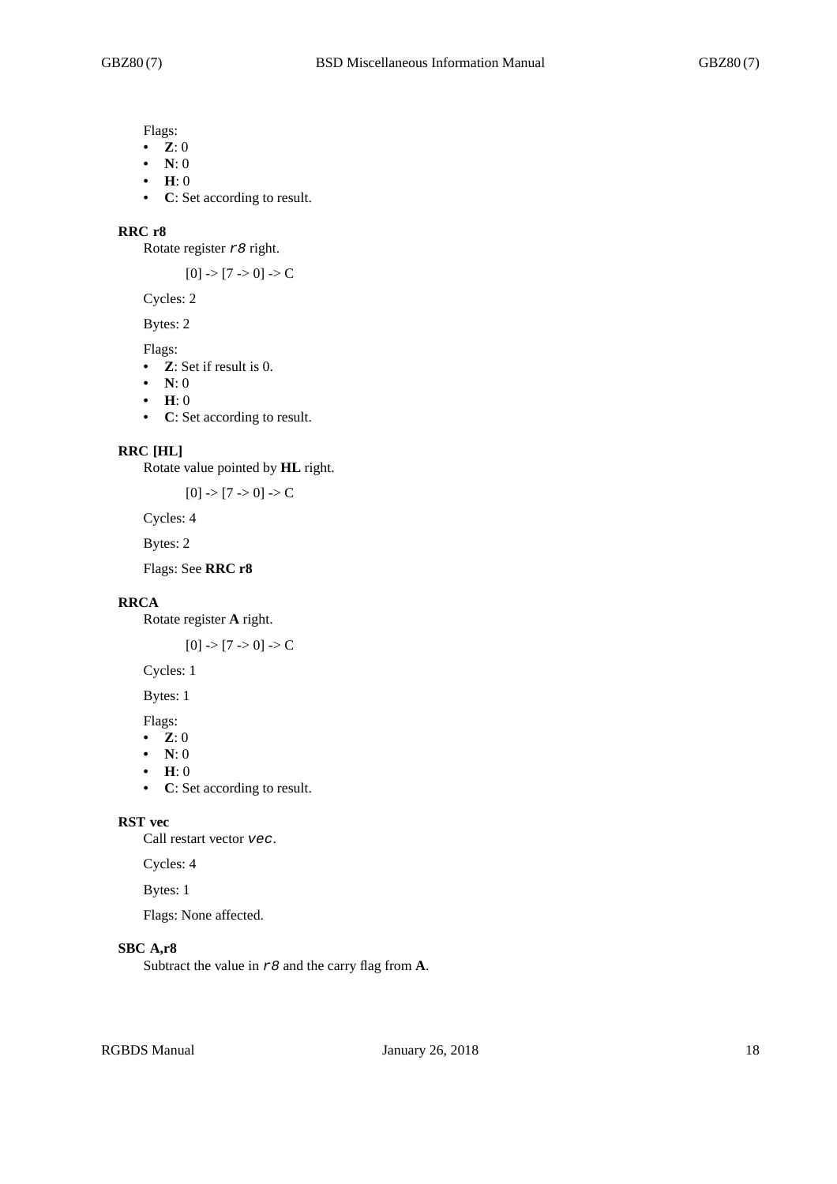Flags:

- **Z**: 0
- **N**: 0
- **H**: 0
- **C**: Set according to result.

### RRC r8

Rotate register *r8* right.

[0] -> [7 -> 0] -> C

Cycles: 2

Bytes: 2

Flags:

- **Z**: Set if result is 0.
- **N**: 0
- **H**: 0
- **C**: Set according to result.

### RRC [HL]

Rotate value pointed by **HL** right.

[0] -> [7 -> 0] -> C

Cycles: 4

Bytes: 2

Flags: See **RRC r8**

### RRCA

Rotate register **A** right.

[0] -> [7 -> 0] -> C

Cycles: 1

Bytes: 1

Flags:

- **Z**: 0
- **N**: 0
- **H**: 0
- **C**: Set according to result.

### RST vec

Call restart vector *vec*.

Cycles: 4

Bytes: 1

Flags: None affected.

### SBC A,r8

Subtract the value in *r8* and the carry flag from **A**.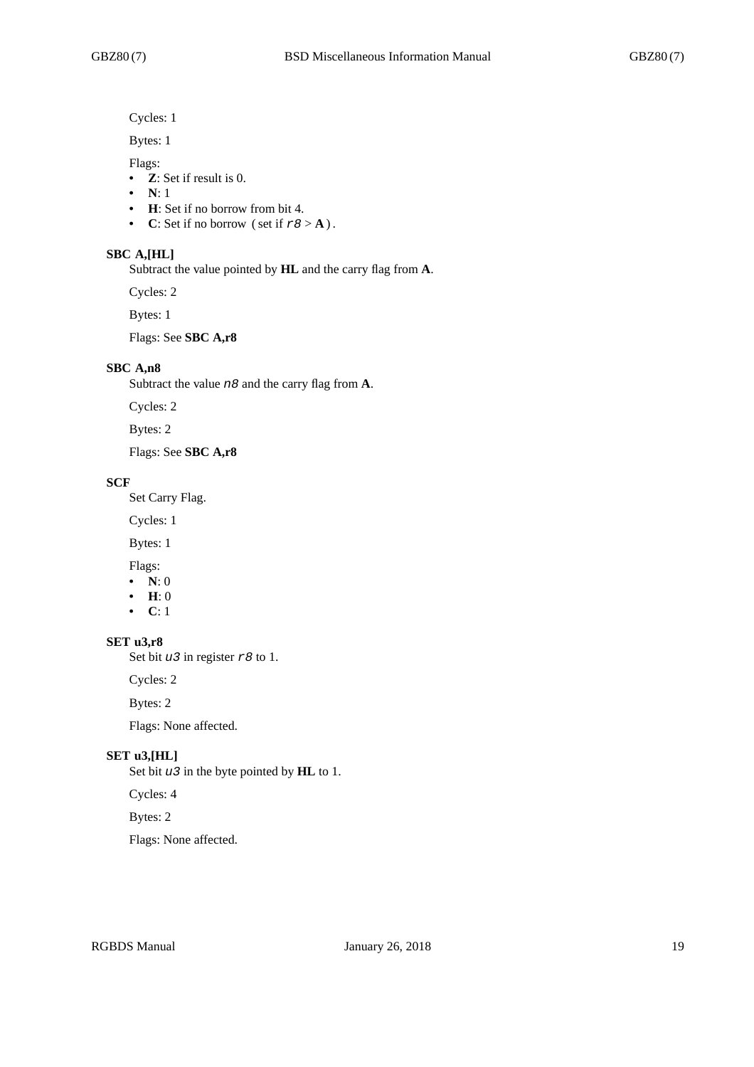Cycles: 1

Bytes: 1

Flags:

- **Z**: Set if result is 0.
- **N**: 1
- **H**: Set if no borrow from bit 4.
- **C**: Set if no borrow (set if *r8* > **A**).

### SBC A,[HL]

Subtract the value pointed by **HL** and the carry flag from **A**.

Cycles: 2

Bytes: 1

Flags: See **SBC A,r8**

### SBC A,n8

Subtract the value *n8* and the carry flag from **A**.

Cycles: 2

Bytes: 2

Flags: See **SBC A,r8**

### SCF

Set Carry Flag.

Cycles: 1

Bytes: 1

Flags:

- **N**: 0
- **H**: 0
- **C**: 1

### SET u3,r8

Set bit *u3* in register *r8* to 1.

Cycles: 2

Bytes: 2

Flags: None affected.

### SET u3,[HL]

Set bit *u3* in the byte pointed by **HL** to 1.

Cycles: 4

Bytes: 2

Flags: None affected.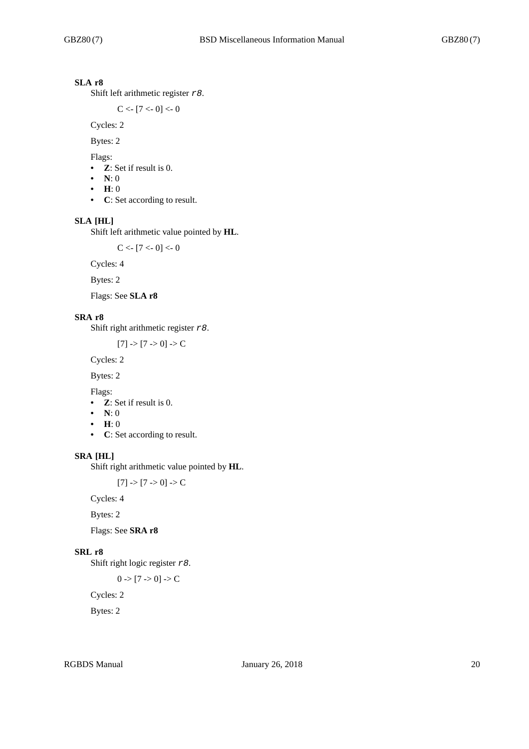**SLA r8**

Shift left arithmetic register *r8*.

C <- [7 <- 0] <- 0

Cycles: 2

Bytes: 2

Flags:

- **Z**: Set if result is 0.
- **N**: 0
- **H**: 0
- **C**: Set according to result.

**SLA [HL]**

Shift left arithmetic value pointed by **HL**.

C <- [7 <- 0] <- 0

Cycles: 4

Bytes: 2

Flags: See **SLA r8**

**SRA r8**

Shift right arithmetic register *r8*.

[7] -> [7 -> 0] -> C

Cycles: 2

Bytes: 2

Flags:

- **Z**: Set if result is 0.
- **N**: 0
- **H**: 0
- **C**: Set according to result.

**SRA [HL]**

Shift right arithmetic value pointed by **HL**.

[7] -> [7 -> 0] -> C

Cycles: 4

Bytes: 2

Flags: See **SRA r8**

**SRL r8**

Shift right logic register *r8*.

0 -> [7 -> 0] -> C

Cycles: 2

Bytes: 2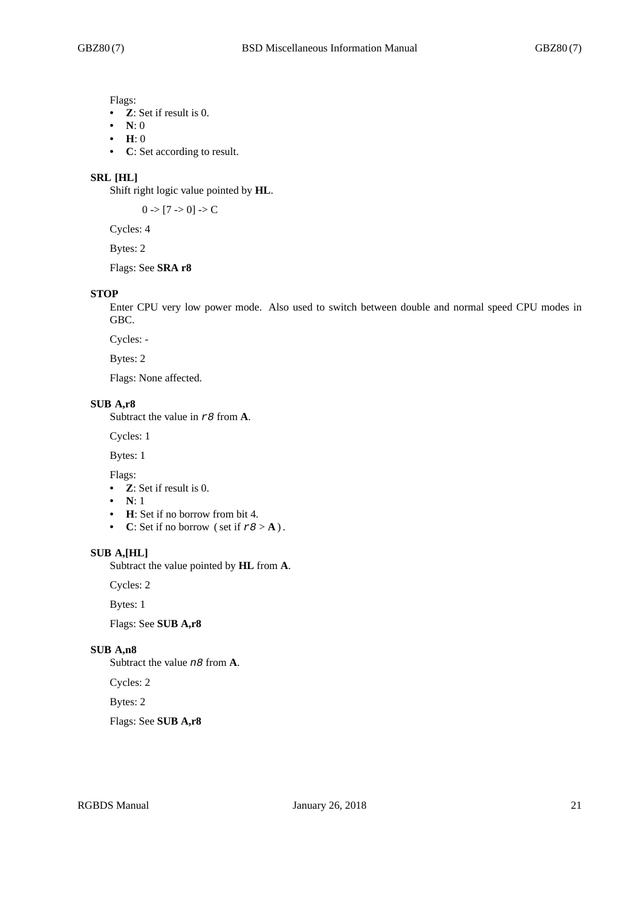Flags:

- **Z**: Set if result is 0.
- **N**: 0
- **H**: 0
- **C**: Set according to result.

### SRL [HL]

Shift right logic value pointed by **HL**.

```
0 -> [7 -> 0] -> C
```

Cycles: 4

Bytes: 2

Flags: See **SRA r8**

### STOP

Enter CPU very low power mode. Also used to switch between double and normal speed CPU modes in GBC.

Cycles: -

Bytes: 2

Flags: None affected.

### SUB A,r8

Subtract the value in `r8` from **A**.

Cycles: 1

Bytes: 1

Flags:

- **Z**: Set if result is 0.
- **N**: 1
- **H**: Set if no borrow from bit 4.
- **C**: Set if no borrow ( set if `r8` > **A** ) .

### SUB A,[HL]

Subtract the value pointed by **HL** from **A**.

Cycles: 2

Bytes: 1

Flags: See **SUB A,r8**

### SUB A,n8

Subtract the value `n8` from **A**.

Cycles: 2

Bytes: 2

Flags: See **SUB A,r8**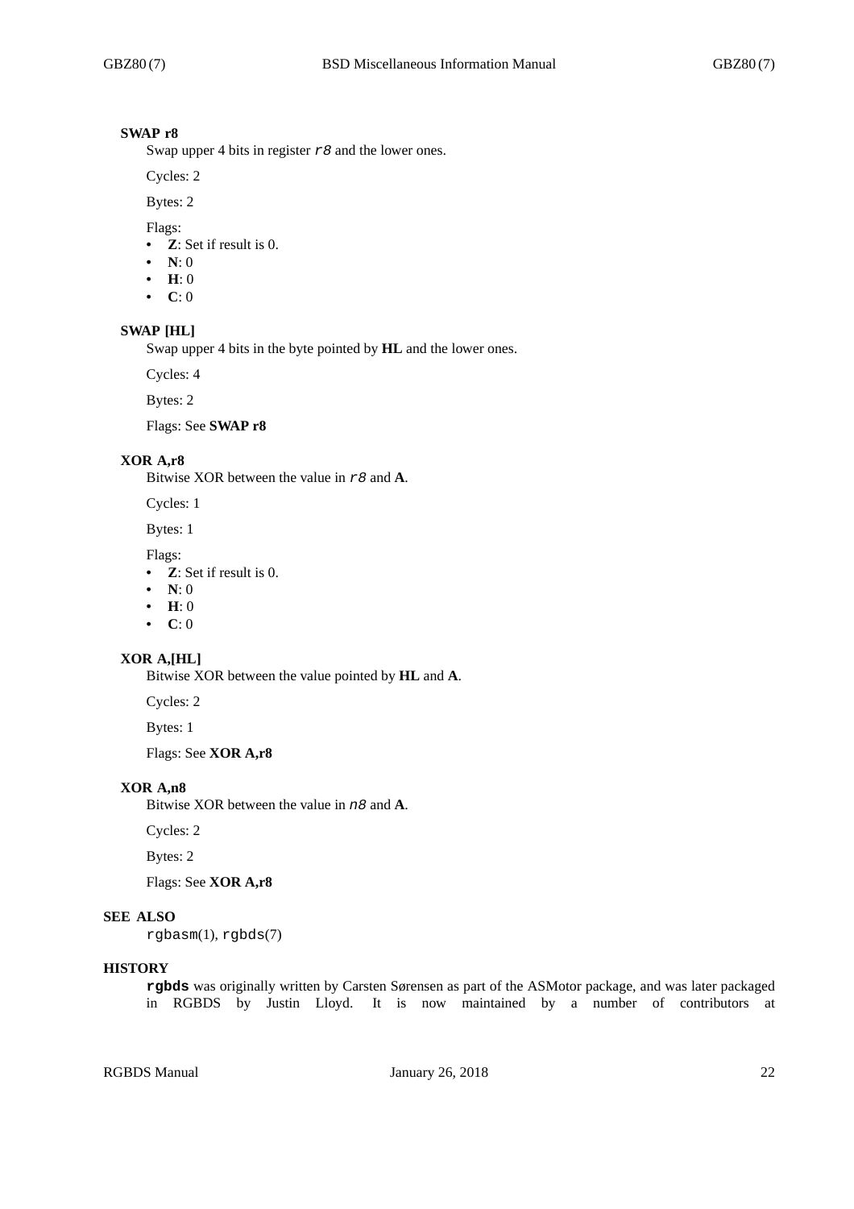**SWAP r8**

Swap upper 4 bits in register *r8* and the lower ones.

Cycles: 2

Bytes: 2

Flags:

- **Z**: Set if result is 0.
- **N**: 0
- **H**: 0
- **C**: 0

**SWAP [HL]**

Swap upper 4 bits in the byte pointed by **HL** and the lower ones.

Cycles: 4

Bytes: 2

Flags: See **SWAP r8**

**XOR A,r8**

Bitwise XOR between the value in *r8* and **A**.

Cycles: 1

Bytes: 1

Flags:

- **Z**: Set if result is 0.
- **N**: 0
- **H**: 0
- **C**: 0

**XOR A,[HL]**

Bitwise XOR between the value pointed by **HL** and **A**.

Cycles: 2

Bytes: 1

Flags: See **XOR A,r8**

**XOR A,n8**

Bitwise XOR between the value in *n8* and **A**.

Cycles: 2

Bytes: 2

Flags: See **XOR A,r8**

## SEE ALSO

`rgbasm`(1), `rgbds`(7)

## HISTORY

**`rgbds`** was originally written by Carsten Sørensen as part of the ASMotor package, and was later packaged in RGBDS by Justin Lloyd. It is now maintained by a number of contributors at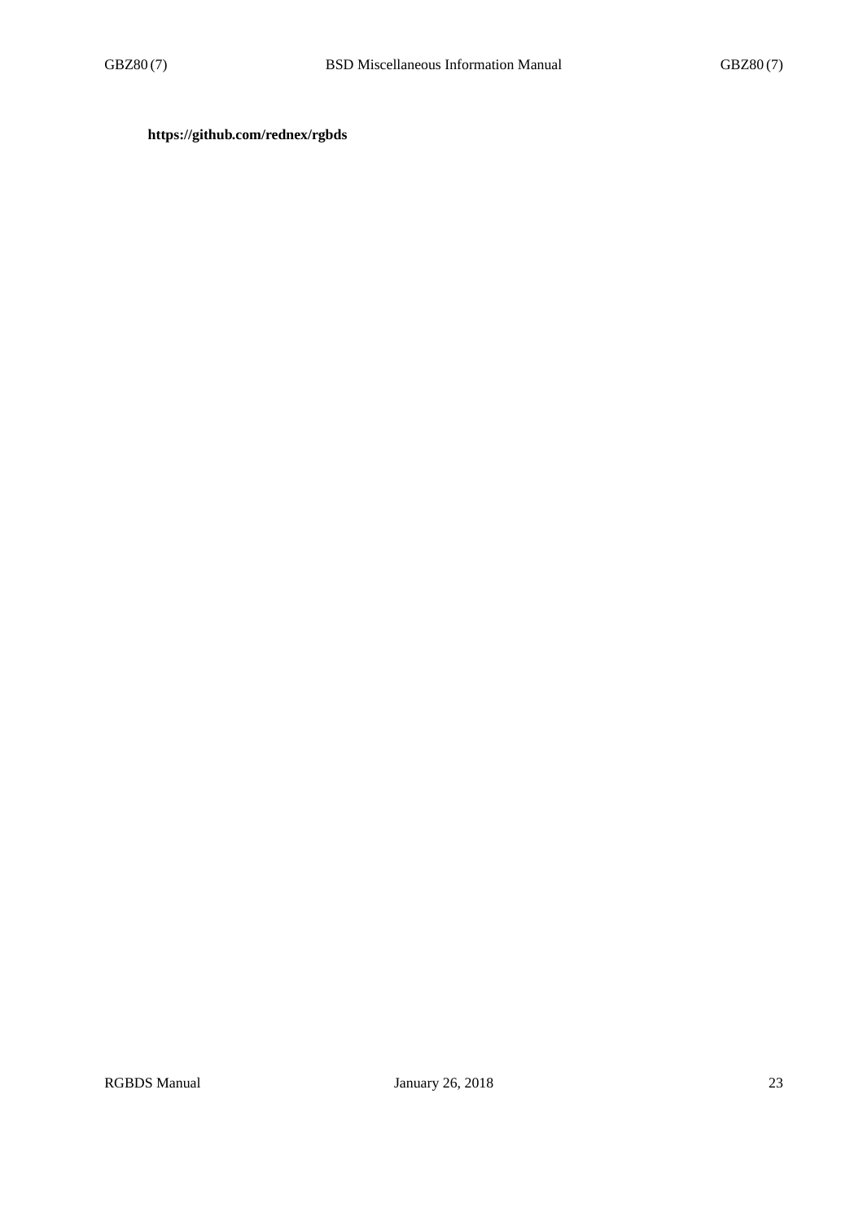**https://github.com/rednex/rgbds**